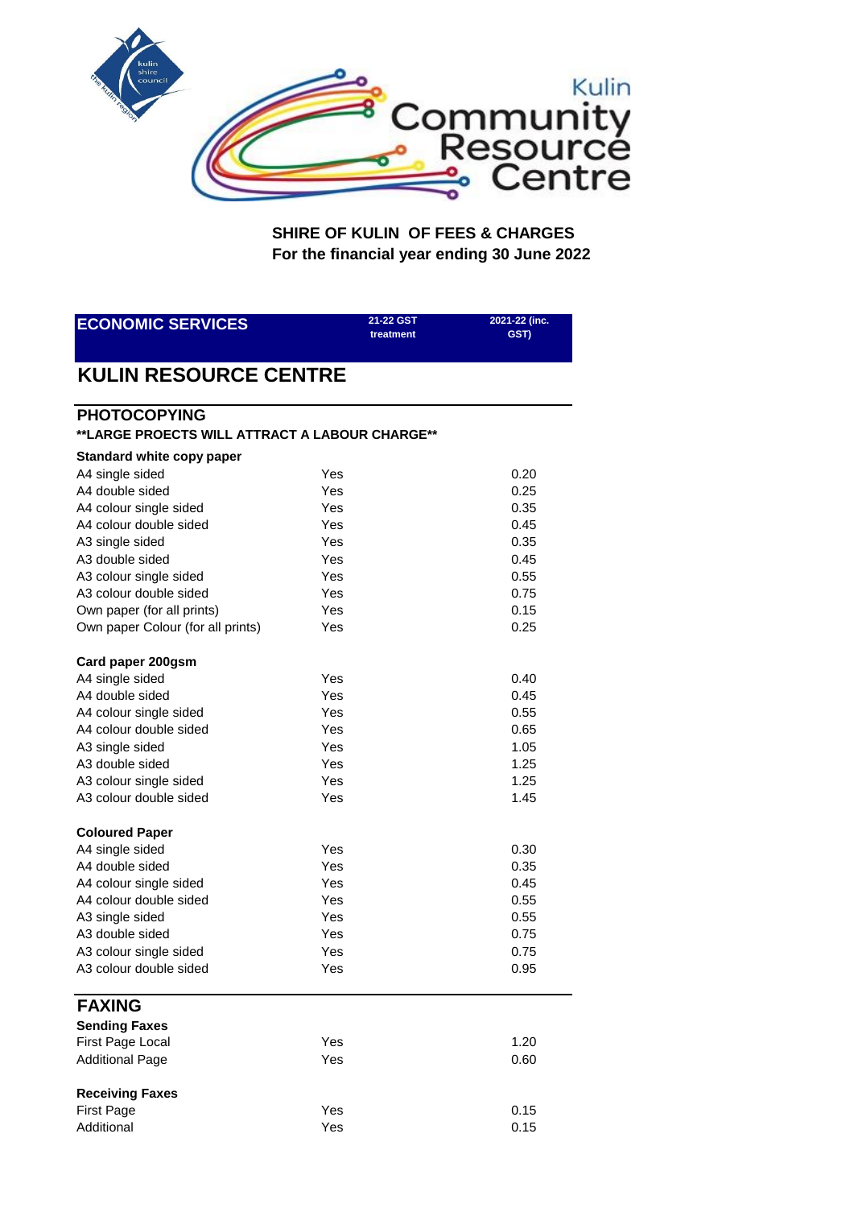Kulin Community Resource Centre

**SHIRE OF KULIN OF FEES & CHARGES**
**For the financial year ending 30 June 2022**

| ECONOMIC SERVICES | 21-22 GST treatment | 2021-22 (inc. GST) |
|---|---|---|
| **KULIN RESOURCE CENTRE** | | |
| **PHOTOCOPYING** | | |
| **\*\*LARGE PROECTS WILL ATTRACT A LABOUR CHARGE\*\*** | | |
| **Standard white copy paper** | | |
| A4 single sided | Yes | 0.20 |
| A4 double sided | Yes | 0.25 |
| A4 colour single sided | Yes | 0.35 |
| A4 colour double sided | Yes | 0.45 |
| A3 single sided | Yes | 0.35 |
| A3 double sided | Yes | 0.45 |
| A3 colour single sided | Yes | 0.55 |
| A3 colour double sided | Yes | 0.75 |
| Own paper (for all prints) | Yes | 0.15 |
| Own paper Colour (for all prints) | Yes | 0.25 |
| **Card paper 200gsm** | | |
| A4 single sided | Yes | 0.40 |
| A4 double sided | Yes | 0.45 |
| A4 colour single sided | Yes | 0.55 |
| A4 colour double sided | Yes | 0.65 |
| A3 single sided | Yes | 1.05 |
| A3 double sided | Yes | 1.25 |
| A3 colour single sided | Yes | 1.25 |
| A3 colour double sided | Yes | 1.45 |
| **Coloured Paper** | | |
| A4 single sided | Yes | 0.30 |
| A4 double sided | Yes | 0.35 |
| A4 colour single sided | Yes | 0.45 |
| A4 colour double sided | Yes | 0.55 |
| A3 single sided | Yes | 0.55 |
| A3 double sided | Yes | 0.75 |
| A3 colour single sided | Yes | 0.75 |
| A3 colour double sided | Yes | 0.95 |
| **FAXING** | | |
| **Sending Faxes** | | |
| First Page Local | Yes | 1.20 |
| Additional Page | Yes | 0.60 |
| **Receiving Faxes** | | |
| First Page | Yes | 0.15 |
| Additional | Yes | 0.15 |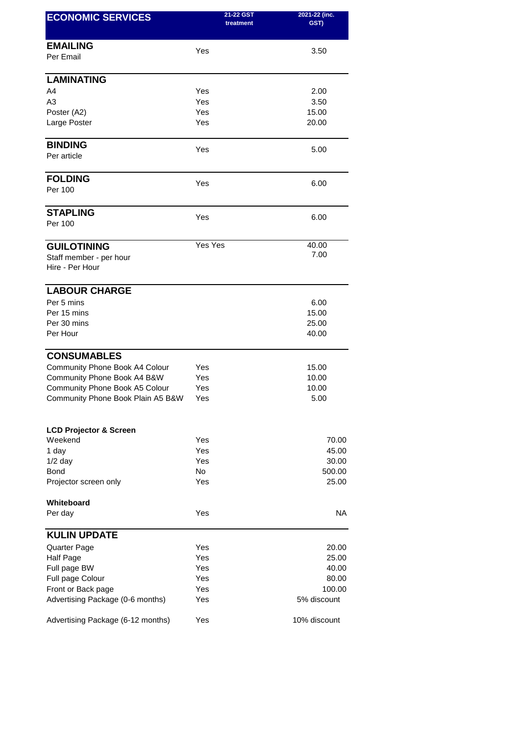| ECONOMIC SERVICES | 21-22 GST treatment | 2021-22 (inc. GST) |
|---|---|---|
| **EMAILING** | | |
| Per Email | Yes | 3.50 |
| **LAMINATING** | | |
| A4 | Yes | 2.00 |
| A3 | Yes | 3.50 |
| Poster (A2) | Yes | 15.00 |
| Large Poster | Yes | 20.00 |
| **BINDING** | | |
| Per article | Yes | 5.00 |
| **FOLDING** | | |
| Per 100 | Yes | 6.00 |
| **STAPLING** | | |
| Per 100 | Yes | 6.00 |
| **GUILOTINING** | Yes Yes | 40.00 7.00 |
| Staff member - per hour | | |
| Hire - Per Hour | | |
| **LABOUR CHARGE** | | |
| Per 5 mins | | 6.00 |
| Per 15 mins | | 15.00 |
| Per 30 mins | | 25.00 |
| Per Hour | | 40.00 |
| **CONSUMABLES** | | |
| Community Phone Book A4 Colour | Yes | 15.00 |
| Community Phone Book A4 B&W | Yes | 10.00 |
| Community Phone Book A5 Colour | Yes | 10.00 |
| Community Phone Book Plain A5 B&W | Yes | 5.00 |
| **LCD Projector & Screen** | | |
| Weekend | Yes | 70.00 |
| 1 day | Yes | 45.00 |
| 1/2 day | Yes | 30.00 |
| Bond | No | 500.00 |
| Projector screen only | Yes | 25.00 |
| **Whiteboard** | | |
| Per day | Yes | NA |
| **KULIN UPDATE** | | |
| Quarter Page | Yes | 20.00 |
| Half Page | Yes | 25.00 |
| Full page BW | Yes | 40.00 |
| Full page Colour | Yes | 80.00 |
| Front or Back page | Yes | 100.00 |
| Advertising Package (0-6 months) | Yes | 5% discount |
| Advertising Package (6-12 months) | Yes | 10% discount |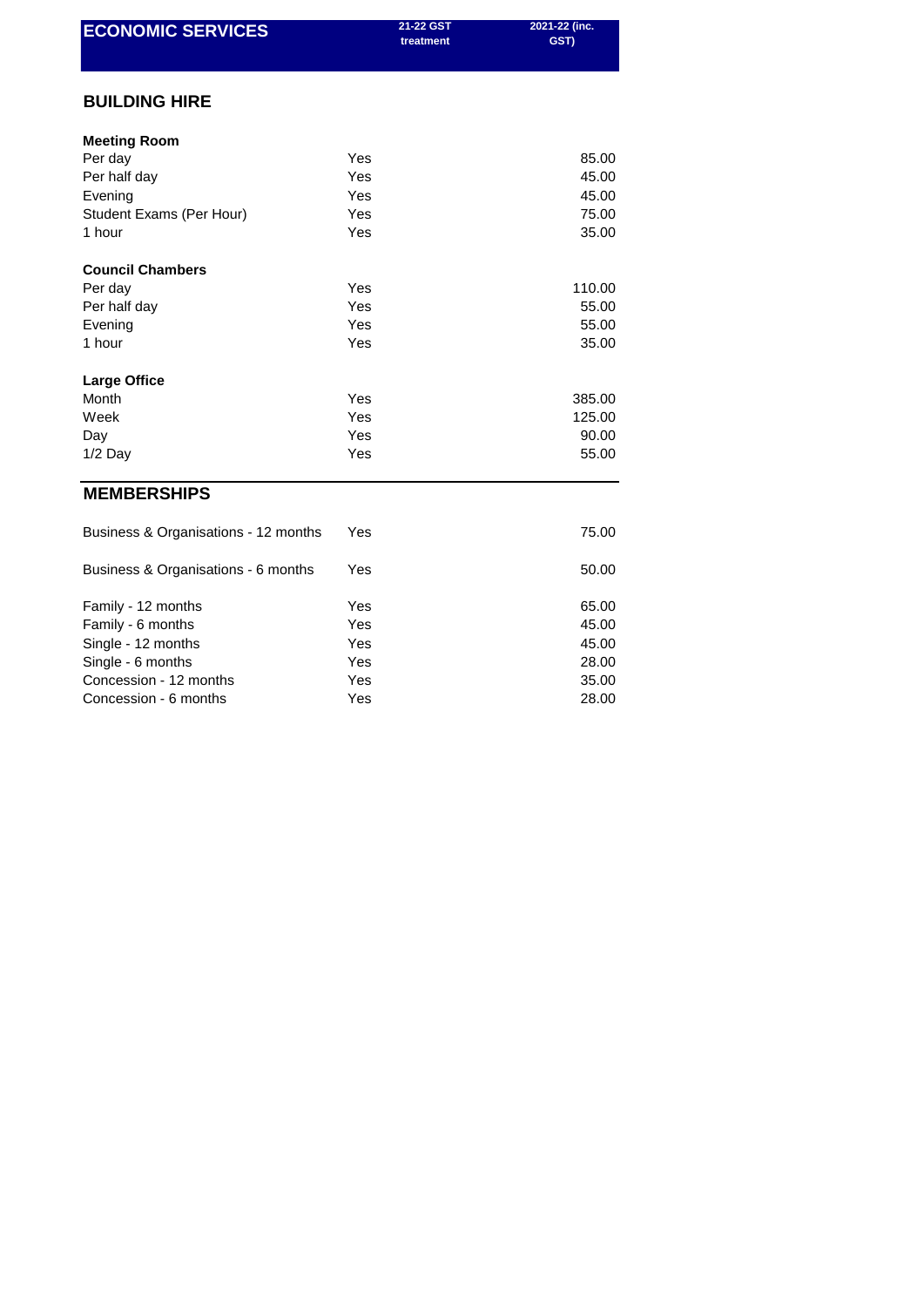| ECONOMIC SERVICES | 21-22 GST treatment | 2021-22 (inc. GST) |
|---|---|---|

## BUILDING HIRE

| | | |
|---|---|---|
| **Meeting Room** | | |
| Per day | Yes | 85.00 |
| Per half day | Yes | 45.00 |
| Evening | Yes | 45.00 |
| Student Exams (Per Hour) | Yes | 75.00 |
| 1 hour | Yes | 35.00 |
| **Council Chambers** | | |
| Per day | Yes | 110.00 |
| Per half day | Yes | 55.00 |
| Evening | Yes | 55.00 |
| 1 hour | Yes | 35.00 |
| **Large Office** | | |
| Month | Yes | 385.00 |
| Week | Yes | 125.00 |
| Day | Yes | 90.00 |
| 1/2 Day | Yes | 55.00 |

## MEMBERSHIPS

| | | |
|---|---|---|
| Business & Organisations - 12 months | Yes | 75.00 |
| Business & Organisations - 6 months | Yes | 50.00 |
| Family - 12 months | Yes | 65.00 |
| Family - 6 months | Yes | 45.00 |
| Single - 12 months | Yes | 45.00 |
| Single - 6 months | Yes | 28.00 |
| Concession - 12 months | Yes | 35.00 |
| Concession - 6 months | Yes | 28.00 |